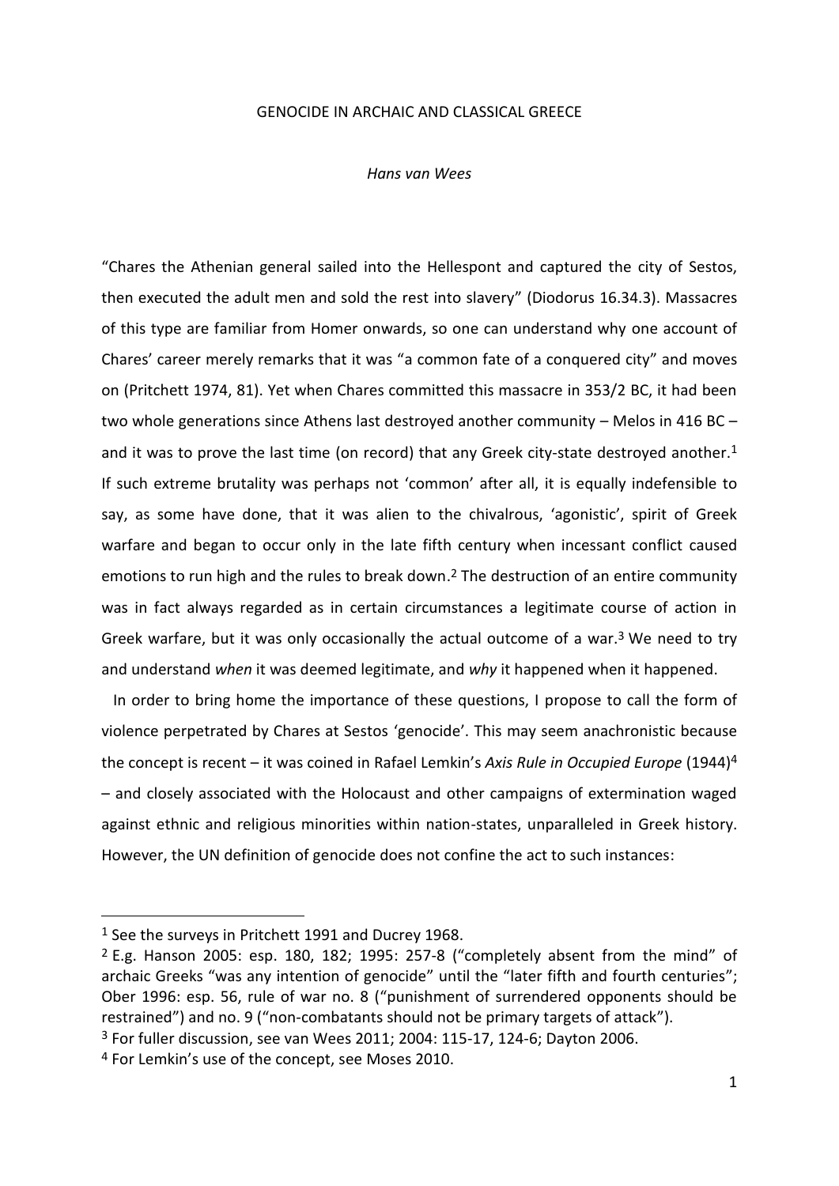# GENOCIDE IN ARCHAIC AND CLASSICAL GREECE

*Hans van Wees*

"Chares the Athenian general sailed into the Hellespont and captured the city of Sestos, then executed the adult men and sold the rest into slavery" (Diodorus 16.34.3). Massacres of this type are familiar from Homer onwards, so one can understand why one account of Chares' career merely remarks that it was "a common fate of a conquered city" and moves on (Pritchett 1974, 81). Yet when Chares committed this massacre in 353/2 BC, it had been two whole generations since Athens last destroyed another community – Melos in 416 BC – and it was to prove the last time (on record) that any Greek city-state destroyed another.[1] If such extreme brutality was perhaps not 'common' after all, it is equally indefensible to say, as some have done, that it was alien to the chivalrous, 'agonistic', spirit of Greek warfare and began to occur only in the late fifth century when incessant conflict caused emotions to run high and the rules to break down.[2] The destruction of an entire community was in fact always regarded as in certain circumstances a legitimate course of action in Greek warfare, but it was only occasionally the actual outcome of a war.[3] We need to try and understand *when* it was deemed legitimate, and *why* it happened when it happened.

In order to bring home the importance of these questions, I propose to call the form of violence perpetrated by Chares at Sestos 'genocide'. This may seem anachronistic because the concept is recent – it was coined in Rafael Lemkin's *Axis Rule in Occupied Europe* (1944)[4] – and closely associated with the Holocaust and other campaigns of extermination waged against ethnic and religious minorities within nation-states, unparalleled in Greek history. However, the UN definition of genocide does not confine the act to such instances:

---

[1] See the surveys in Pritchett 1991 and Ducrey 1968.

[2] E.g. Hanson 2005: esp. 180, 182; 1995: 257-8 ("completely absent from the mind" of archaic Greeks "was any intention of genocide" until the "later fifth and fourth centuries"; Ober 1996: esp. 56, rule of war no. 8 ("punishment of surrendered opponents should be restrained") and no. 9 ("non-combatants should not be primary targets of attack").

[3] For fuller discussion, see van Wees 2011; 2004: 115-17, 124-6; Dayton 2006.

[4] For Lemkin's use of the concept, see Moses 2010.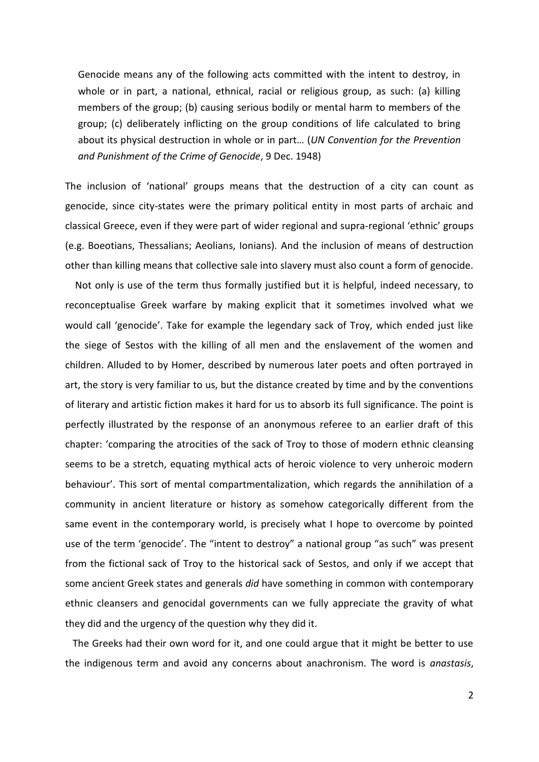> Genocide means any of the following acts committed with the intent to destroy, in whole or in part, a national, ethnical, racial or religious group, as such: (a) killing members of the group; (b) causing serious bodily or mental harm to members of the group; (c) deliberately inflicting on the group conditions of life calculated to bring about its physical destruction in whole or in part… (*UN Convention for the Prevention and Punishment of the Crime of Genocide*, 9 Dec. 1948)

The inclusion of 'national' groups means that the destruction of a city can count as genocide, since city-states were the primary political entity in most parts of archaic and classical Greece, even if they were part of wider regional and supra-regional 'ethnic' groups (e.g. Boeotians, Thessalians; Aeolians, Ionians). And the inclusion of means of destruction other than killing means that collective sale into slavery must also count a form of genocide.

Not only is use of the term thus formally justified but it is helpful, indeed necessary, to reconceptualise Greek warfare by making explicit that it sometimes involved what we would call 'genocide'. Take for example the legendary sack of Troy, which ended just like the siege of Sestos with the killing of all men and the enslavement of the women and children. Alluded to by Homer, described by numerous later poets and often portrayed in art, the story is very familiar to us, but the distance created by time and by the conventions of literary and artistic fiction makes it hard for us to absorb its full significance. The point is perfectly illustrated by the response of an anonymous referee to an earlier draft of this chapter: 'comparing the atrocities of the sack of Troy to those of modern ethnic cleansing seems to be a stretch, equating mythical acts of heroic violence to very unheroic modern behaviour'. This sort of mental compartmentalization, which regards the annihilation of a community in ancient literature or history as somehow categorically different from the same event in the contemporary world, is precisely what I hope to overcome by pointed use of the term 'genocide'. The "intent to destroy" a national group "as such" was present from the fictional sack of Troy to the historical sack of Sestos, and only if we accept that some ancient Greek states and generals *did* have something in common with contemporary ethnic cleansers and genocidal governments can we fully appreciate the gravity of what they did and the urgency of the question why they did it.

The Greeks had their own word for it, and one could argue that it might be better to use the indigenous term and avoid any concerns about anachronism. The word is *anastasis*,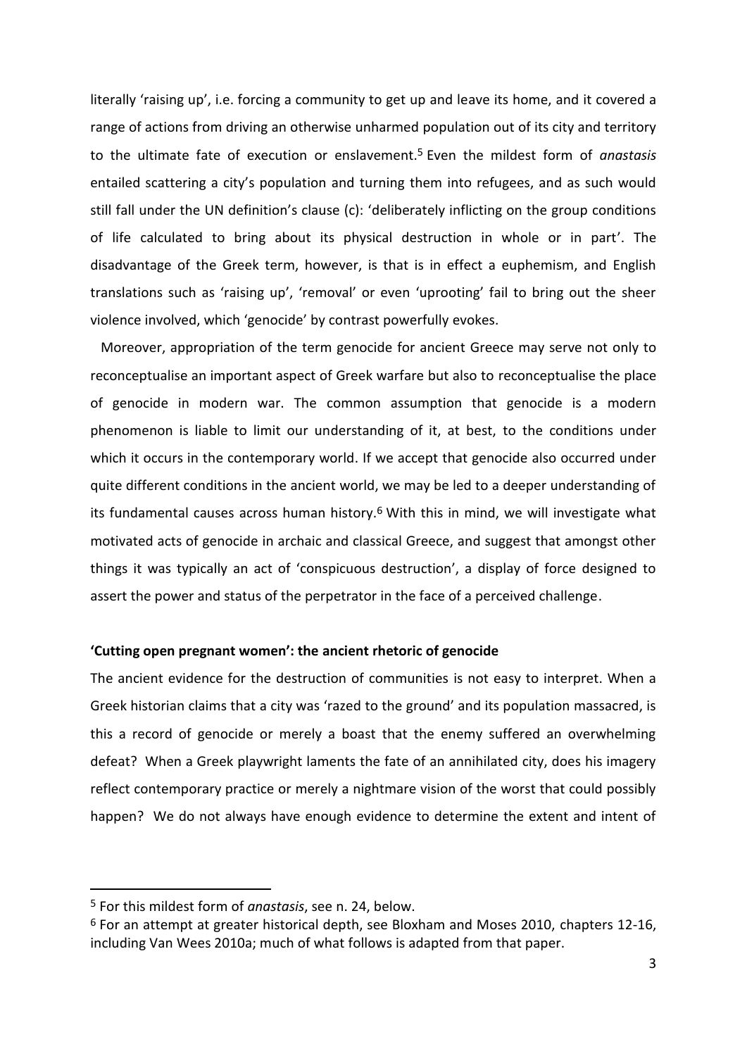literally 'raising up', i.e. forcing a community to get up and leave its home, and it covered a range of actions from driving an otherwise unharmed population out of its city and territory to the ultimate fate of execution or enslavement.[5] Even the mildest form of *anastasis* entailed scattering a city's population and turning them into refugees, and as such would still fall under the UN definition's clause (c): 'deliberately inflicting on the group conditions of life calculated to bring about its physical destruction in whole or in part'. The disadvantage of the Greek term, however, is that is in effect a euphemism, and English translations such as 'raising up', 'removal' or even 'uprooting' fail to bring out the sheer violence involved, which 'genocide' by contrast powerfully evokes.

Moreover, appropriation of the term genocide for ancient Greece may serve not only to reconceptualise an important aspect of Greek warfare but also to reconceptualise the place of genocide in modern war. The common assumption that genocide is a modern phenomenon is liable to limit our understanding of it, at best, to the conditions under which it occurs in the contemporary world. If we accept that genocide also occurred under quite different conditions in the ancient world, we may be led to a deeper understanding of its fundamental causes across human history.[6] With this in mind, we will investigate what motivated acts of genocide in archaic and classical Greece, and suggest that amongst other things it was typically an act of 'conspicuous destruction', a display of force designed to assert the power and status of the perpetrator in the face of a perceived challenge.

## 'Cutting open pregnant women': the ancient rhetoric of genocide

The ancient evidence for the destruction of communities is not easy to interpret. When a Greek historian claims that a city was 'razed to the ground' and its population massacred, is this a record of genocide or merely a boast that the enemy suffered an overwhelming defeat? When a Greek playwright laments the fate of an annihilated city, does his imagery reflect contemporary practice or merely a nightmare vision of the worst that could possibly happen? We do not always have enough evidence to determine the extent and intent of

---

[5] For this mildest form of *anastasis*, see n. 24, below.

[6] For an attempt at greater historical depth, see Bloxham and Moses 2010, chapters 12-16, including Van Wees 2010a; much of what follows is adapted from that paper.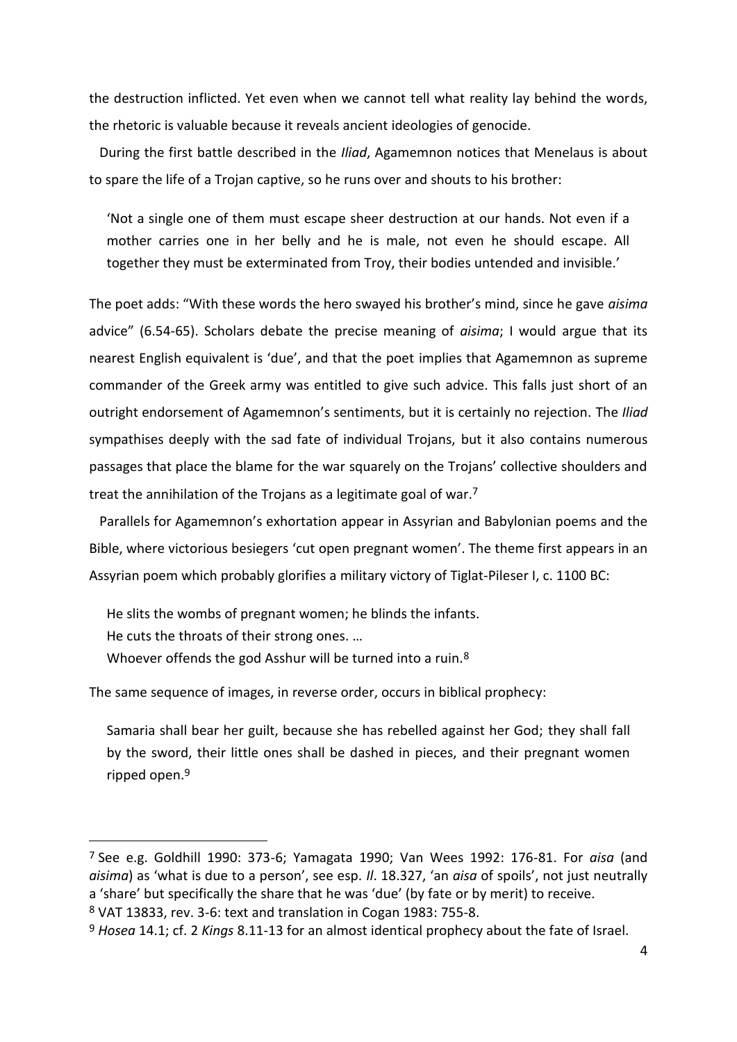the destruction inflicted. Yet even when we cannot tell what reality lay behind the words, the rhetoric is valuable because it reveals ancient ideologies of genocide.

During the first battle described in the *Iliad*, Agamemnon notices that Menelaus is about to spare the life of a Trojan captive, so he runs over and shouts to his brother:

> 'Not a single one of them must escape sheer destruction at our hands. Not even if a mother carries one in her belly and he is male, not even he should escape. All together they must be exterminated from Troy, their bodies untended and invisible.'

The poet adds: "With these words the hero swayed his brother's mind, since he gave *aisima* advice" (6.54-65). Scholars debate the precise meaning of *aisima*; I would argue that its nearest English equivalent is 'due', and that the poet implies that Agamemnon as supreme commander of the Greek army was entitled to give such advice. This falls just short of an outright endorsement of Agamemnon's sentiments, but it is certainly no rejection. The *Iliad* sympathises deeply with the sad fate of individual Trojans, but it also contains numerous passages that place the blame for the war squarely on the Trojans' collective shoulders and treat the annihilation of the Trojans as a legitimate goal of war.[7]

Parallels for Agamemnon's exhortation appear in Assyrian and Babylonian poems and the Bible, where victorious besiegers 'cut open pregnant women'. The theme first appears in an Assyrian poem which probably glorifies a military victory of Tiglat-Pileser I, c. 1100 BC:

> He slits the wombs of pregnant women; he blinds the infants.
> He cuts the throats of their strong ones. …
> Whoever offends the god Asshur will be turned into a ruin.[8]

The same sequence of images, in reverse order, occurs in biblical prophecy:

> Samaria shall bear her guilt, because she has rebelled against her God; they shall fall by the sword, their little ones shall be dashed in pieces, and their pregnant women ripped open.[9]

---

[7] See e.g. Goldhill 1990: 373-6; Yamagata 1990; Van Wees 1992: 176-81. For *aisa* (and *aisima*) as 'what is due to a person', see esp. *Il*. 18.327, 'an *aisa* of spoils', not just neutrally a 'share' but specifically the share that he was 'due' (by fate or by merit) to receive.

[8] VAT 13833, rev. 3-6: text and translation in Cogan 1983: 755-8.

[9] *Hosea* 14.1; cf. 2 *Kings* 8.11-13 for an almost identical prophecy about the fate of Israel.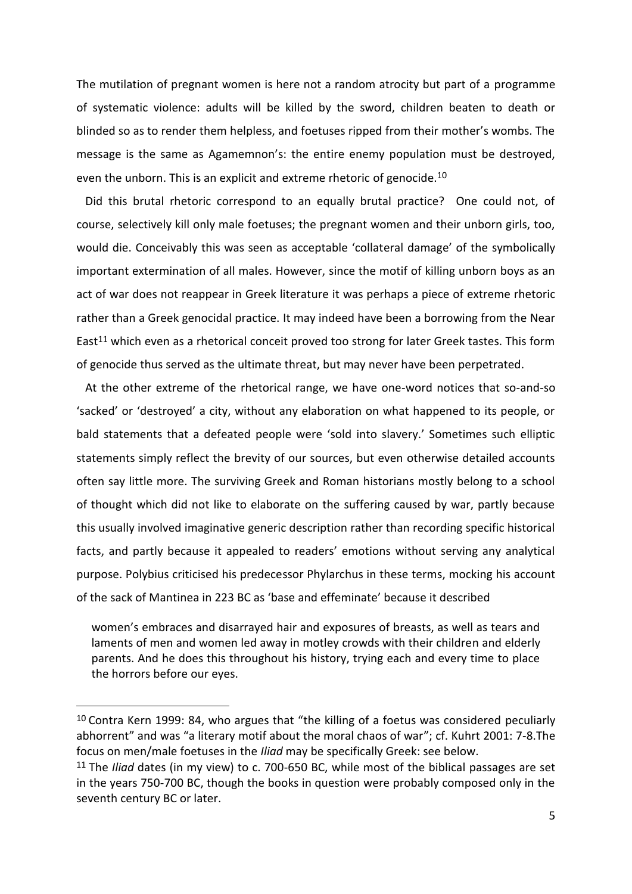The mutilation of pregnant women is here not a random atrocity but part of a programme of systematic violence: adults will be killed by the sword, children beaten to death or blinded so as to render them helpless, and foetuses ripped from their mother's wombs. The message is the same as Agamemnon's: the entire enemy population must be destroyed, even the unborn. This is an explicit and extreme rhetoric of genocide.[10]

Did this brutal rhetoric correspond to an equally brutal practice? One could not, of course, selectively kill only male foetuses; the pregnant women and their unborn girls, too, would die. Conceivably this was seen as acceptable 'collateral damage' of the symbolically important extermination of all males. However, since the motif of killing unborn boys as an act of war does not reappear in Greek literature it was perhaps a piece of extreme rhetoric rather than a Greek genocidal practice. It may indeed have been a borrowing from the Near East[11] which even as a rhetorical conceit proved too strong for later Greek tastes. This form of genocide thus served as the ultimate threat, but may never have been perpetrated.

At the other extreme of the rhetorical range, we have one-word notices that so-and-so 'sacked' or 'destroyed' a city, without any elaboration on what happened to its people, or bald statements that a defeated people were 'sold into slavery.' Sometimes such elliptic statements simply reflect the brevity of our sources, but even otherwise detailed accounts often say little more. The surviving Greek and Roman historians mostly belong to a school of thought which did not like to elaborate on the suffering caused by war, partly because this usually involved imaginative generic description rather than recording specific historical facts, and partly because it appealed to readers' emotions without serving any analytical purpose. Polybius criticised his predecessor Phylarchus in these terms, mocking his account of the sack of Mantinea in 223 BC as 'base and effeminate' because it described

> women's embraces and disarrayed hair and exposures of breasts, as well as tears and laments of men and women led away in motley crowds with their children and elderly parents. And he does this throughout his history, trying each and every time to place the horrors before our eyes.

---

[10] Contra Kern 1999: 84, who argues that "the killing of a foetus was considered peculiarly abhorrent" and was "a literary motif about the moral chaos of war"; cf. Kuhrt 2001: 7-8.The focus on men/male foetuses in the *Iliad* may be specifically Greek: see below.

[11] The *Iliad* dates (in my view) to c. 700-650 BC, while most of the biblical passages are set in the years 750-700 BC, though the books in question were probably composed only in the seventh century BC or later.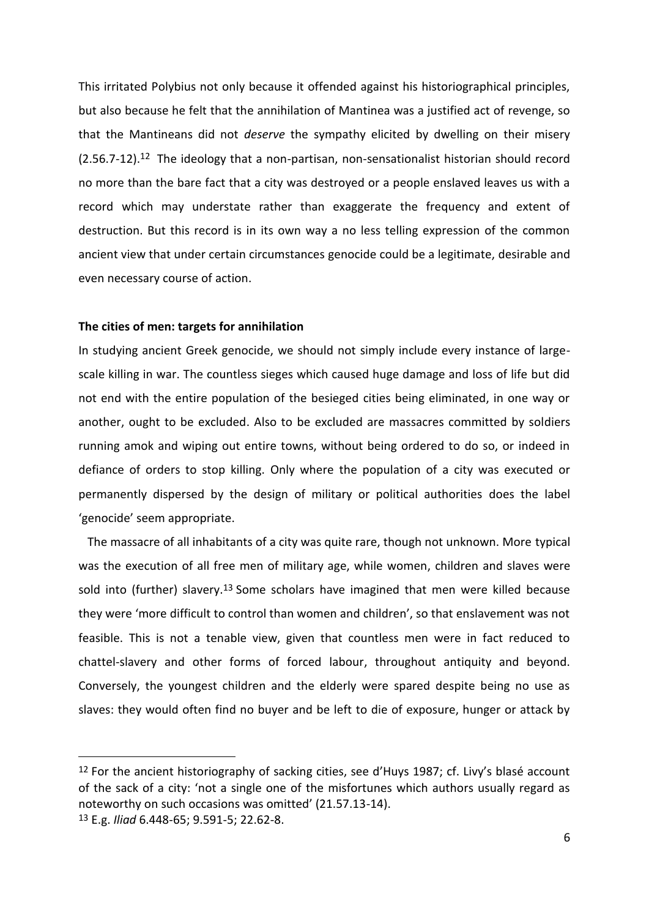This irritated Polybius not only because it offended against his historiographical principles, but also because he felt that the annihilation of Mantinea was a justified act of revenge, so that the Mantineans did not *deserve* the sympathy elicited by dwelling on their misery (2.56.7-12).[12] The ideology that a non-partisan, non-sensationalist historian should record no more than the bare fact that a city was destroyed or a people enslaved leaves us with a record which may understate rather than exaggerate the frequency and extent of destruction. But this record is in its own way a no less telling expression of the common ancient view that under certain circumstances genocide could be a legitimate, desirable and even necessary course of action.

**The cities of men: targets for annihilation**

In studying ancient Greek genocide, we should not simply include every instance of large-scale killing in war. The countless sieges which caused huge damage and loss of life but did not end with the entire population of the besieged cities being eliminated, in one way or another, ought to be excluded. Also to be excluded are massacres committed by soldiers running amok and wiping out entire towns, without being ordered to do so, or indeed in defiance of orders to stop killing. Only where the population of a city was executed or permanently dispersed by the design of military or political authorities does the label 'genocide' seem appropriate.

The massacre of all inhabitants of a city was quite rare, though not unknown. More typical was the execution of all free men of military age, while women, children and slaves were sold into (further) slavery.[13] Some scholars have imagined that men were killed because they were 'more difficult to control than women and children', so that enslavement was not feasible. This is not a tenable view, given that countless men were in fact reduced to chattel-slavery and other forms of forced labour, throughout antiquity and beyond. Conversely, the youngest children and the elderly were spared despite being no use as slaves: they would often find no buyer and be left to die of exposure, hunger or attack by

---

[12] For the ancient historiography of sacking cities, see d'Huys 1987; cf. Livy's blasé account of the sack of a city: 'not a single one of the misfortunes which authors usually regard as noteworthy on such occasions was omitted' (21.57.13-14).

[13] E.g. *Iliad* 6.448-65; 9.591-5; 22.62-8.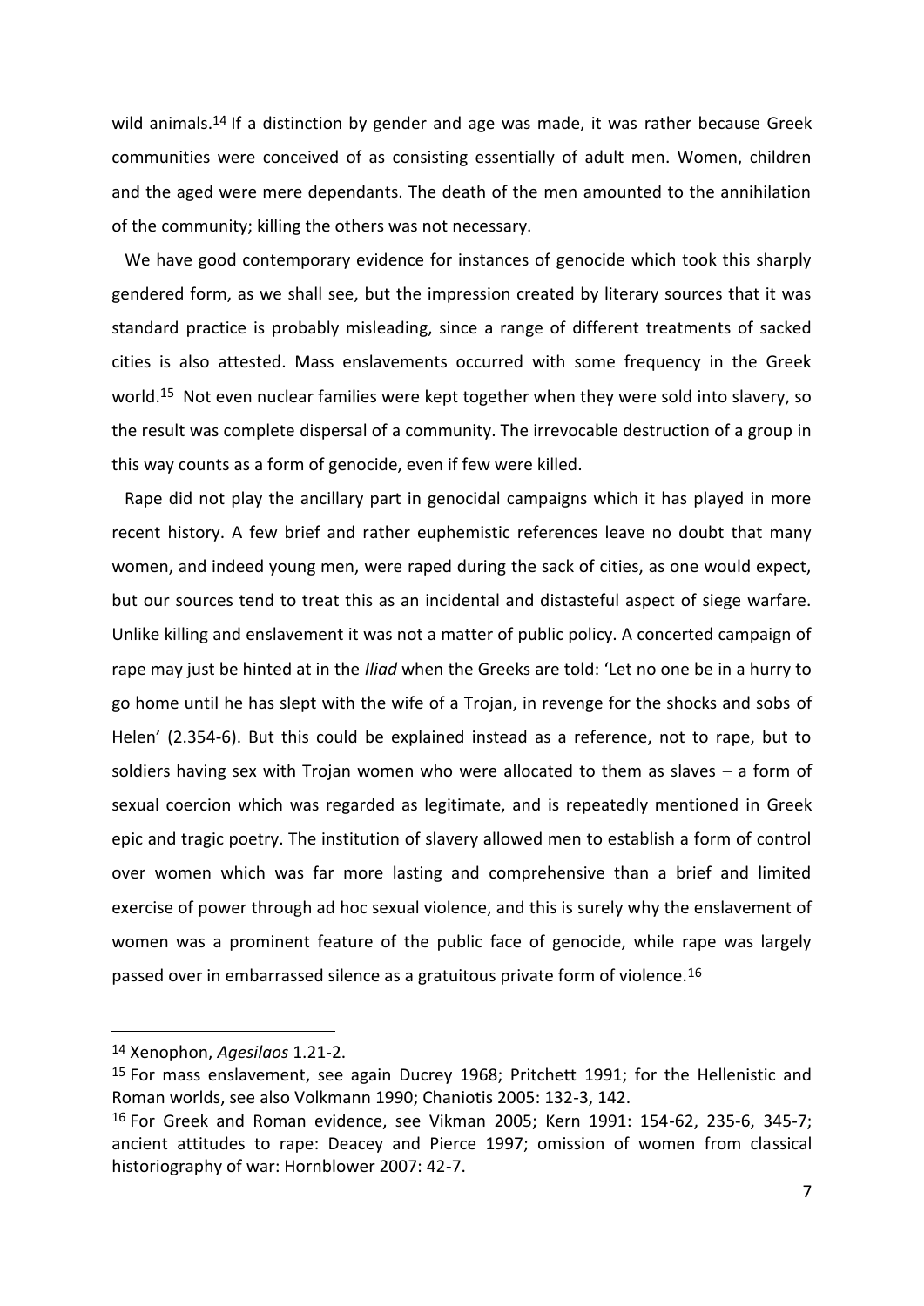wild animals.[14] If a distinction by gender and age was made, it was rather because Greek communities were conceived of as consisting essentially of adult men. Women, children and the aged were mere dependants. The death of the men amounted to the annihilation of the community; killing the others was not necessary.

We have good contemporary evidence for instances of genocide which took this sharply gendered form, as we shall see, but the impression created by literary sources that it was standard practice is probably misleading, since a range of different treatments of sacked cities is also attested. Mass enslavements occurred with some frequency in the Greek world.[15] Not even nuclear families were kept together when they were sold into slavery, so the result was complete dispersal of a community. The irrevocable destruction of a group in this way counts as a form of genocide, even if few were killed.

Rape did not play the ancillary part in genocidal campaigns which it has played in more recent history. A few brief and rather euphemistic references leave no doubt that many women, and indeed young men, were raped during the sack of cities, as one would expect, but our sources tend to treat this as an incidental and distasteful aspect of siege warfare. Unlike killing and enslavement it was not a matter of public policy. A concerted campaign of rape may just be hinted at in the *Iliad* when the Greeks are told: 'Let no one be in a hurry to go home until he has slept with the wife of a Trojan, in revenge for the shocks and sobs of Helen' (2.354-6). But this could be explained instead as a reference, not to rape, but to soldiers having sex with Trojan women who were allocated to them as slaves – a form of sexual coercion which was regarded as legitimate, and is repeatedly mentioned in Greek epic and tragic poetry. The institution of slavery allowed men to establish a form of control over women which was far more lasting and comprehensive than a brief and limited exercise of power through ad hoc sexual violence, and this is surely why the enslavement of women was a prominent feature of the public face of genocide, while rape was largely passed over in embarrassed silence as a gratuitous private form of violence.[16]

---

[14] Xenophon, *Agesilaos* 1.21-2.

[15] For mass enslavement, see again Ducrey 1968; Pritchett 1991; for the Hellenistic and Roman worlds, see also Volkmann 1990; Chaniotis 2005: 132-3, 142.

[16] For Greek and Roman evidence, see Vikman 2005; Kern 1991: 154-62, 235-6, 345-7; ancient attitudes to rape: Deacey and Pierce 1997; omission of women from classical historiography of war: Hornblower 2007: 42-7.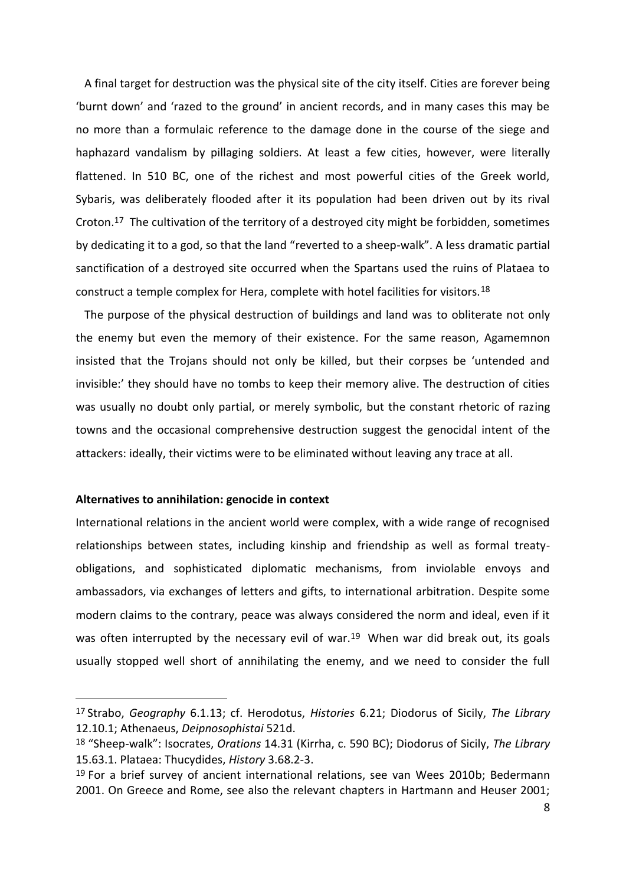A final target for destruction was the physical site of the city itself. Cities are forever being 'burnt down' and 'razed to the ground' in ancient records, and in many cases this may be no more than a formulaic reference to the damage done in the course of the siege and haphazard vandalism by pillaging soldiers. At least a few cities, however, were literally flattened. In 510 BC, one of the richest and most powerful cities of the Greek world, Sybaris, was deliberately flooded after it its population had been driven out by its rival Croton.[17] The cultivation of the territory of a destroyed city might be forbidden, sometimes by dedicating it to a god, so that the land "reverted to a sheep-walk". A less dramatic partial sanctification of a destroyed site occurred when the Spartans used the ruins of Plataea to construct a temple complex for Hera, complete with hotel facilities for visitors.[18]

The purpose of the physical destruction of buildings and land was to obliterate not only the enemy but even the memory of their existence. For the same reason, Agamemnon insisted that the Trojans should not only be killed, but their corpses be 'untended and invisible:' they should have no tombs to keep their memory alive. The destruction of cities was usually no doubt only partial, or merely symbolic, but the constant rhetoric of razing towns and the occasional comprehensive destruction suggest the genocidal intent of the attackers: ideally, their victims were to be eliminated without leaving any trace at all.

**Alternatives to annihilation: genocide in context**

International relations in the ancient world were complex, with a wide range of recognised relationships between states, including kinship and friendship as well as formal treaty-obligations, and sophisticated diplomatic mechanisms, from inviolable envoys and ambassadors, via exchanges of letters and gifts, to international arbitration. Despite some modern claims to the contrary, peace was always considered the norm and ideal, even if it was often interrupted by the necessary evil of war.[19] When war did break out, its goals usually stopped well short of annihilating the enemy, and we need to consider the full

---

[17] Strabo, *Geography* 6.1.13; cf. Herodotus, *Histories* 6.21; Diodorus of Sicily, *The Library* 12.10.1; Athenaeus, *Deipnosophistai* 521d.

[18] "Sheep-walk": Isocrates, *Orations* 14.31 (Kirrha, c. 590 BC); Diodorus of Sicily, *The Library* 15.63.1. Plataea: Thucydides, *History* 3.68.2-3.

[19] For a brief survey of ancient international relations, see van Wees 2010b; Bedermann 2001. On Greece and Rome, see also the relevant chapters in Hartmann and Heuser 2001;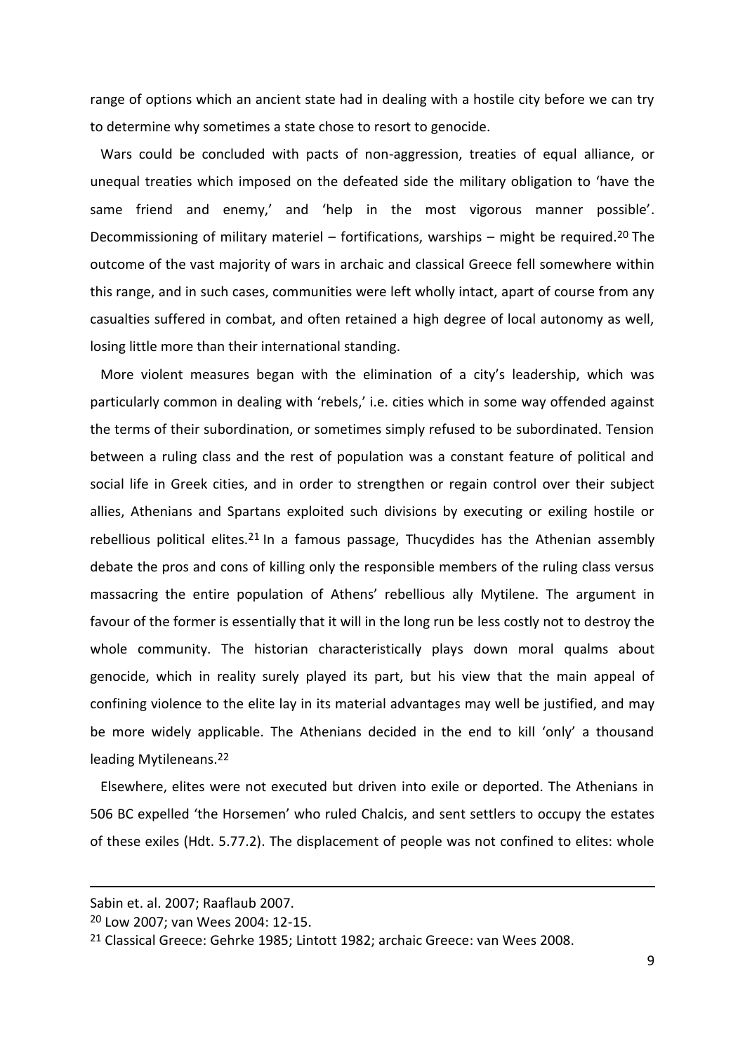range of options which an ancient state had in dealing with a hostile city before we can try to determine why sometimes a state chose to resort to genocide.

Wars could be concluded with pacts of non-aggression, treaties of equal alliance, or unequal treaties which imposed on the defeated side the military obligation to 'have the same friend and enemy,' and 'help in the most vigorous manner possible'. Decommissioning of military materiel – fortifications, warships – might be required.[20] The outcome of the vast majority of wars in archaic and classical Greece fell somewhere within this range, and in such cases, communities were left wholly intact, apart of course from any casualties suffered in combat, and often retained a high degree of local autonomy as well, losing little more than their international standing.

More violent measures began with the elimination of a city's leadership, which was particularly common in dealing with 'rebels,' i.e. cities which in some way offended against the terms of their subordination, or sometimes simply refused to be subordinated. Tension between a ruling class and the rest of population was a constant feature of political and social life in Greek cities, and in order to strengthen or regain control over their subject allies, Athenians and Spartans exploited such divisions by executing or exiling hostile or rebellious political elites.[21] In a famous passage, Thucydides has the Athenian assembly debate the pros and cons of killing only the responsible members of the ruling class versus massacring the entire population of Athens' rebellious ally Mytilene. The argument in favour of the former is essentially that it will in the long run be less costly not to destroy the whole community. The historian characteristically plays down moral qualms about genocide, which in reality surely played its part, but his view that the main appeal of confining violence to the elite lay in its material advantages may well be justified, and may be more widely applicable. The Athenians decided in the end to kill 'only' a thousand leading Mytileneans.[22]

Elsewhere, elites were not executed but driven into exile or deported. The Athenians in 506 BC expelled 'the Horsemen' who ruled Chalcis, and sent settlers to occupy the estates of these exiles (Hdt. 5.77.2). The displacement of people was not confined to elites: whole

---

Sabin et. al. 2007; Raaflaub 2007.

[20] Low 2007; van Wees 2004: 12-15.

[21] Classical Greece: Gehrke 1985; Lintott 1982; archaic Greece: van Wees 2008.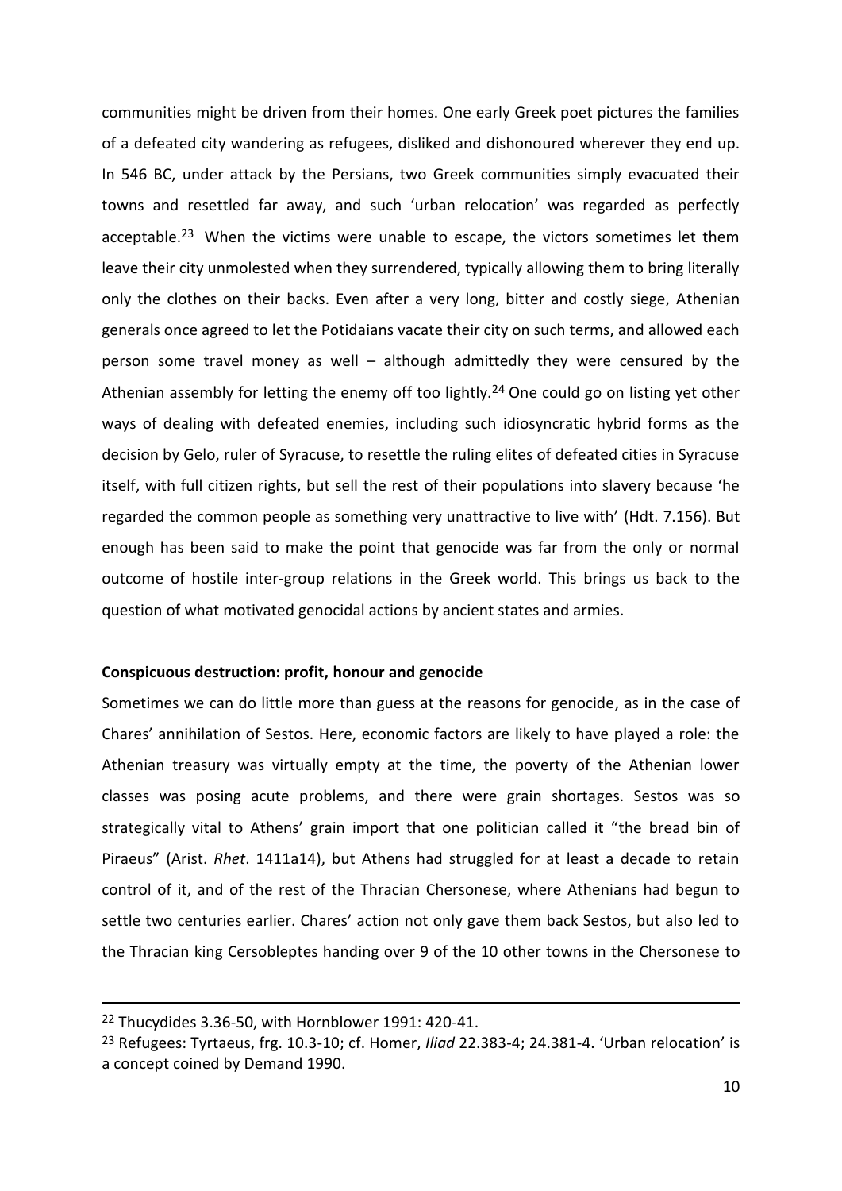communities might be driven from their homes. One early Greek poet pictures the families of a defeated city wandering as refugees, disliked and dishonoured wherever they end up. In 546 BC, under attack by the Persians, two Greek communities simply evacuated their towns and resettled far away, and such 'urban relocation' was regarded as perfectly acceptable.[23] When the victims were unable to escape, the victors sometimes let them leave their city unmolested when they surrendered, typically allowing them to bring literally only the clothes on their backs. Even after a very long, bitter and costly siege, Athenian generals once agreed to let the Potidaians vacate their city on such terms, and allowed each person some travel money as well – although admittedly they were censured by the Athenian assembly for letting the enemy off too lightly.[24] One could go on listing yet other ways of dealing with defeated enemies, including such idiosyncratic hybrid forms as the decision by Gelo, ruler of Syracuse, to resettle the ruling elites of defeated cities in Syracuse itself, with full citizen rights, but sell the rest of their populations into slavery because 'he regarded the common people as something very unattractive to live with' (Hdt. 7.156). But enough has been said to make the point that genocide was far from the only or normal outcome of hostile inter-group relations in the Greek world. This brings us back to the question of what motivated genocidal actions by ancient states and armies.

**Conspicuous destruction: profit, honour and genocide**

Sometimes we can do little more than guess at the reasons for genocide, as in the case of Chares' annihilation of Sestos. Here, economic factors are likely to have played a role: the Athenian treasury was virtually empty at the time, the poverty of the Athenian lower classes was posing acute problems, and there were grain shortages. Sestos was so strategically vital to Athens' grain import that one politician called it "the bread bin of Piraeus" (Arist. *Rhet*. 1411a14), but Athens had struggled for at least a decade to retain control of it, and of the rest of the Thracian Chersonese, where Athenians had begun to settle two centuries earlier. Chares' action not only gave them back Sestos, but also led to the Thracian king Cersobleptes handing over 9 of the 10 other towns in the Chersonese to

---

[22] Thucydides 3.36-50, with Hornblower 1991: 420-41.

[23] Refugees: Tyrtaeus, frg. 10.3-10; cf. Homer, *Iliad* 22.383-4; 24.381-4. 'Urban relocation' is a concept coined by Demand 1990.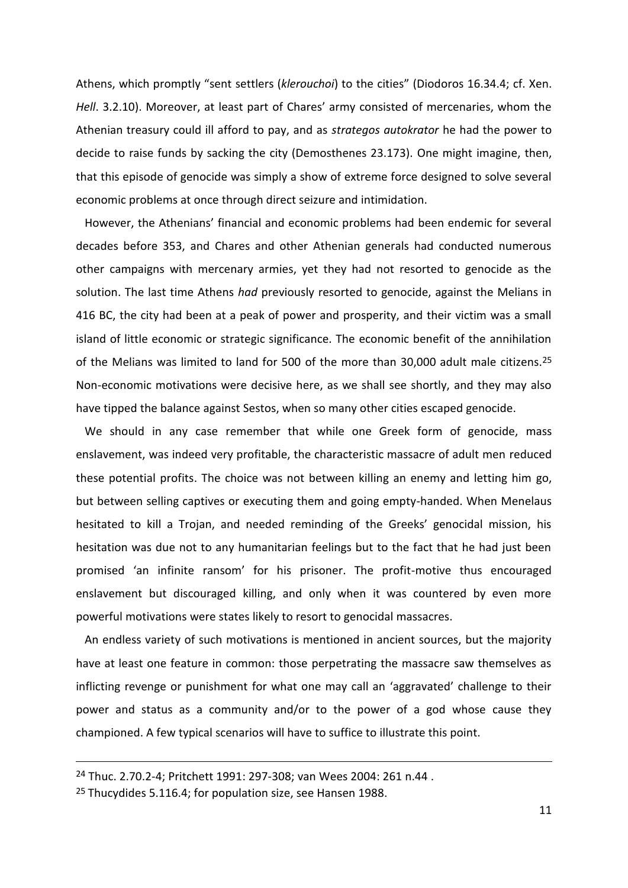Athens, which promptly "sent settlers (*klerouchoi*) to the cities" (Diodoros 16.34.4; cf. Xen. *Hell*. 3.2.10). Moreover, at least part of Chares' army consisted of mercenaries, whom the Athenian treasury could ill afford to pay, and as *strategos autokrator* he had the power to decide to raise funds by sacking the city (Demosthenes 23.173). One might imagine, then, that this episode of genocide was simply a show of extreme force designed to solve several economic problems at once through direct seizure and intimidation.

However, the Athenians' financial and economic problems had been endemic for several decades before 353, and Chares and other Athenian generals had conducted numerous other campaigns with mercenary armies, yet they had not resorted to genocide as the solution. The last time Athens *had* previously resorted to genocide, against the Melians in 416 BC, the city had been at a peak of power and prosperity, and their victim was a small island of little economic or strategic significance. The economic benefit of the annihilation of the Melians was limited to land for 500 of the more than 30,000 adult male citizens.[25] Non-economic motivations were decisive here, as we shall see shortly, and they may also have tipped the balance against Sestos, when so many other cities escaped genocide.

We should in any case remember that while one Greek form of genocide, mass enslavement, was indeed very profitable, the characteristic massacre of adult men reduced these potential profits. The choice was not between killing an enemy and letting him go, but between selling captives or executing them and going empty-handed. When Menelaus hesitated to kill a Trojan, and needed reminding of the Greeks' genocidal mission, his hesitation was due not to any humanitarian feelings but to the fact that he had just been promised 'an infinite ransom' for his prisoner. The profit-motive thus encouraged enslavement but discouraged killing, and only when it was countered by even more powerful motivations were states likely to resort to genocidal massacres.

An endless variety of such motivations is mentioned in ancient sources, but the majority have at least one feature in common: those perpetrating the massacre saw themselves as inflicting revenge or punishment for what one may call an 'aggravated' challenge to their power and status as a community and/or to the power of a god whose cause they championed. A few typical scenarios will have to suffice to illustrate this point.

---

[24] Thuc. 2.70.2-4; Pritchett 1991: 297-308; van Wees 2004: 261 n.44 .

[25] Thucydides 5.116.4; for population size, see Hansen 1988.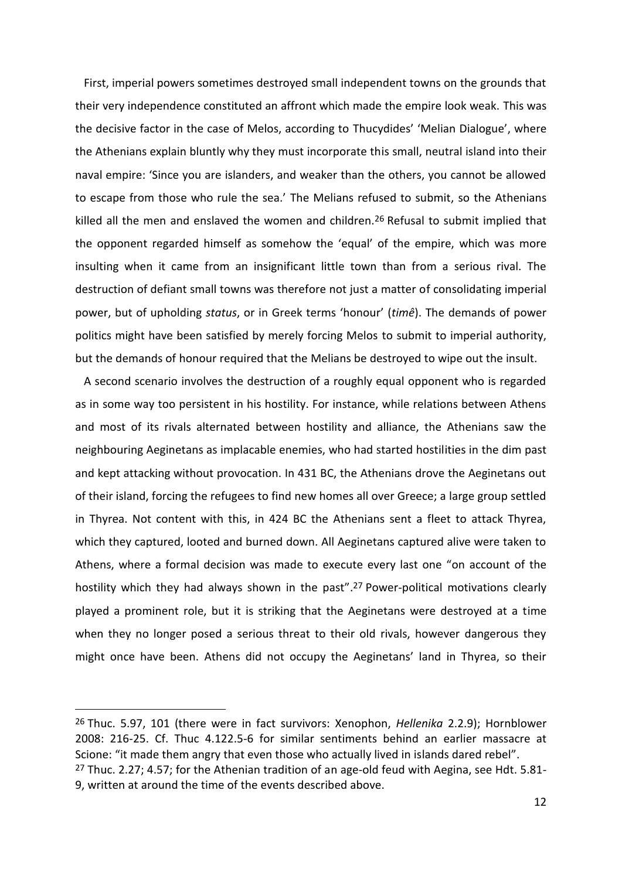First, imperial powers sometimes destroyed small independent towns on the grounds that their very independence constituted an affront which made the empire look weak. This was the decisive factor in the case of Melos, according to Thucydides' 'Melian Dialogue', where the Athenians explain bluntly why they must incorporate this small, neutral island into their naval empire: 'Since you are islanders, and weaker than the others, you cannot be allowed to escape from those who rule the sea.' The Melians refused to submit, so the Athenians killed all the men and enslaved the women and children.[26] Refusal to submit implied that the opponent regarded himself as somehow the 'equal' of the empire, which was more insulting when it came from an insignificant little town than from a serious rival. The destruction of defiant small towns was therefore not just a matter of consolidating imperial power, but of upholding *status*, or in Greek terms 'honour' (*timê*). The demands of power politics might have been satisfied by merely forcing Melos to submit to imperial authority, but the demands of honour required that the Melians be destroyed to wipe out the insult.

A second scenario involves the destruction of a roughly equal opponent who is regarded as in some way too persistent in his hostility. For instance, while relations between Athens and most of its rivals alternated between hostility and alliance, the Athenians saw the neighbouring Aeginetans as implacable enemies, who had started hostilities in the dim past and kept attacking without provocation. In 431 BC, the Athenians drove the Aeginetans out of their island, forcing the refugees to find new homes all over Greece; a large group settled in Thyrea. Not content with this, in 424 BC the Athenians sent a fleet to attack Thyrea, which they captured, looted and burned down. All Aeginetans captured alive were taken to Athens, where a formal decision was made to execute every last one "on account of the hostility which they had always shown in the past".[27] Power-political motivations clearly played a prominent role, but it is striking that the Aeginetans were destroyed at a time when they no longer posed a serious threat to their old rivals, however dangerous they might once have been. Athens did not occupy the Aeginetans' land in Thyrea, so their

---

[26] Thuc. 5.97, 101 (there were in fact survivors: Xenophon, *Hellenika* 2.2.9); Hornblower 2008: 216-25. Cf. Thuc 4.122.5-6 for similar sentiments behind an earlier massacre at Scione: "it made them angry that even those who actually lived in islands dared rebel".

[27] Thuc. 2.27; 4.57; for the Athenian tradition of an age-old feud with Aegina, see Hdt. 5.81-9, written at around the time of the events described above.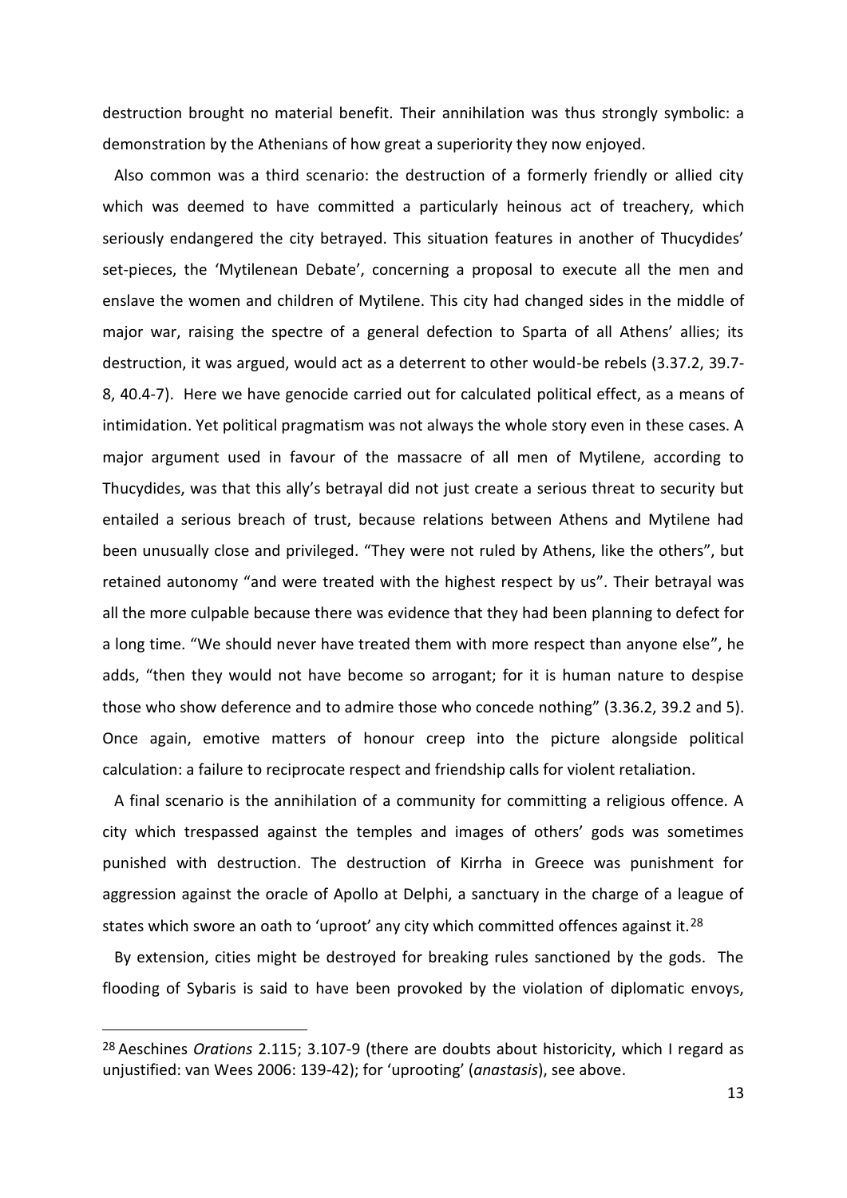destruction brought no material benefit. Their annihilation was thus strongly symbolic: a demonstration by the Athenians of how great a superiority they now enjoyed.

Also common was a third scenario: the destruction of a formerly friendly or allied city which was deemed to have committed a particularly heinous act of treachery, which seriously endangered the city betrayed. This situation features in another of Thucydides' set-pieces, the 'Mytilenean Debate', concerning a proposal to execute all the men and enslave the women and children of Mytilene. This city had changed sides in the middle of major war, raising the spectre of a general defection to Sparta of all Athens' allies; its destruction, it was argued, would act as a deterrent to other would-be rebels (3.37.2, 39.7-8, 40.4-7). Here we have genocide carried out for calculated political effect, as a means of intimidation. Yet political pragmatism was not always the whole story even in these cases. A major argument used in favour of the massacre of all men of Mytilene, according to Thucydides, was that this ally's betrayal did not just create a serious threat to security but entailed a serious breach of trust, because relations between Athens and Mytilene had been unusually close and privileged. "They were not ruled by Athens, like the others", but retained autonomy "and were treated with the highest respect by us". Their betrayal was all the more culpable because there was evidence that they had been planning to defect for a long time. "We should never have treated them with more respect than anyone else", he adds, "then they would not have become so arrogant; for it is human nature to despise those who show deference and to admire those who concede nothing" (3.36.2, 39.2 and 5). Once again, emotive matters of honour creep into the picture alongside political calculation: a failure to reciprocate respect and friendship calls for violent retaliation.

A final scenario is the annihilation of a community for committing a religious offence. A city which trespassed against the temples and images of others' gods was sometimes punished with destruction. The destruction of Kirrha in Greece was punishment for aggression against the oracle of Apollo at Delphi, a sanctuary in the charge of a league of states which swore an oath to 'uproot' any city which committed offences against it.[28]

By extension, cities might be destroyed for breaking rules sanctioned by the gods. The flooding of Sybaris is said to have been provoked by the violation of diplomatic envoys,

---

[28] Aeschines *Orations* 2.115; 3.107-9 (there are doubts about historicity, which I regard as unjustified: van Wees 2006: 139-42); for 'uprooting' (*anastasis*), see above.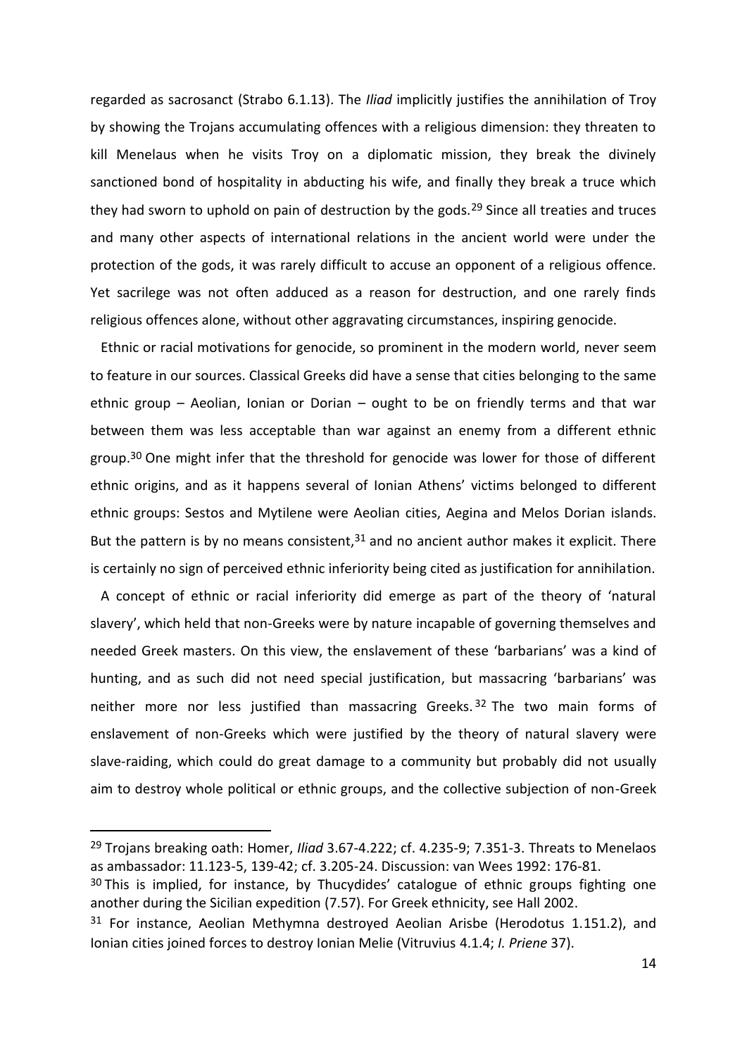regarded as sacrosanct (Strabo 6.1.13). The *Iliad* implicitly justifies the annihilation of Troy by showing the Trojans accumulating offences with a religious dimension: they threaten to kill Menelaus when he visits Troy on a diplomatic mission, they break the divinely sanctioned bond of hospitality in abducting his wife, and finally they break a truce which they had sworn to uphold on pain of destruction by the gods.[29] Since all treaties and truces and many other aspects of international relations in the ancient world were under the protection of the gods, it was rarely difficult to accuse an opponent of a religious offence. Yet sacrilege was not often adduced as a reason for destruction, and one rarely finds religious offences alone, without other aggravating circumstances, inspiring genocide.

Ethnic or racial motivations for genocide, so prominent in the modern world, never seem to feature in our sources. Classical Greeks did have a sense that cities belonging to the same ethnic group – Aeolian, Ionian or Dorian – ought to be on friendly terms and that war between them was less acceptable than war against an enemy from a different ethnic group.[30] One might infer that the threshold for genocide was lower for those of different ethnic origins, and as it happens several of Ionian Athens' victims belonged to different ethnic groups: Sestos and Mytilene were Aeolian cities, Aegina and Melos Dorian islands. But the pattern is by no means consistent,[31] and no ancient author makes it explicit. There is certainly no sign of perceived ethnic inferiority being cited as justification for annihilation.

A concept of ethnic or racial inferiority did emerge as part of the theory of 'natural slavery', which held that non-Greeks were by nature incapable of governing themselves and needed Greek masters. On this view, the enslavement of these 'barbarians' was a kind of hunting, and as such did not need special justification, but massacring 'barbarians' was neither more nor less justified than massacring Greeks.[32] The two main forms of enslavement of non-Greeks which were justified by the theory of natural slavery were slave-raiding, which could do great damage to a community but probably did not usually aim to destroy whole political or ethnic groups, and the collective subjection of non-Greek

---

[29] Trojans breaking oath: Homer, *Iliad* 3.67-4.222; cf. 4.235-9; 7.351-3. Threats to Menelaos as ambassador: 11.123-5, 139-42; cf. 3.205-24. Discussion: van Wees 1992: 176-81.

[30] This is implied, for instance, by Thucydides' catalogue of ethnic groups fighting one another during the Sicilian expedition (7.57). For Greek ethnicity, see Hall 2002.

[31] For instance, Aeolian Methymna destroyed Aeolian Arisbe (Herodotus 1.151.2), and Ionian cities joined forces to destroy Ionian Melie (Vitruvius 4.1.4; *I. Priene* 37).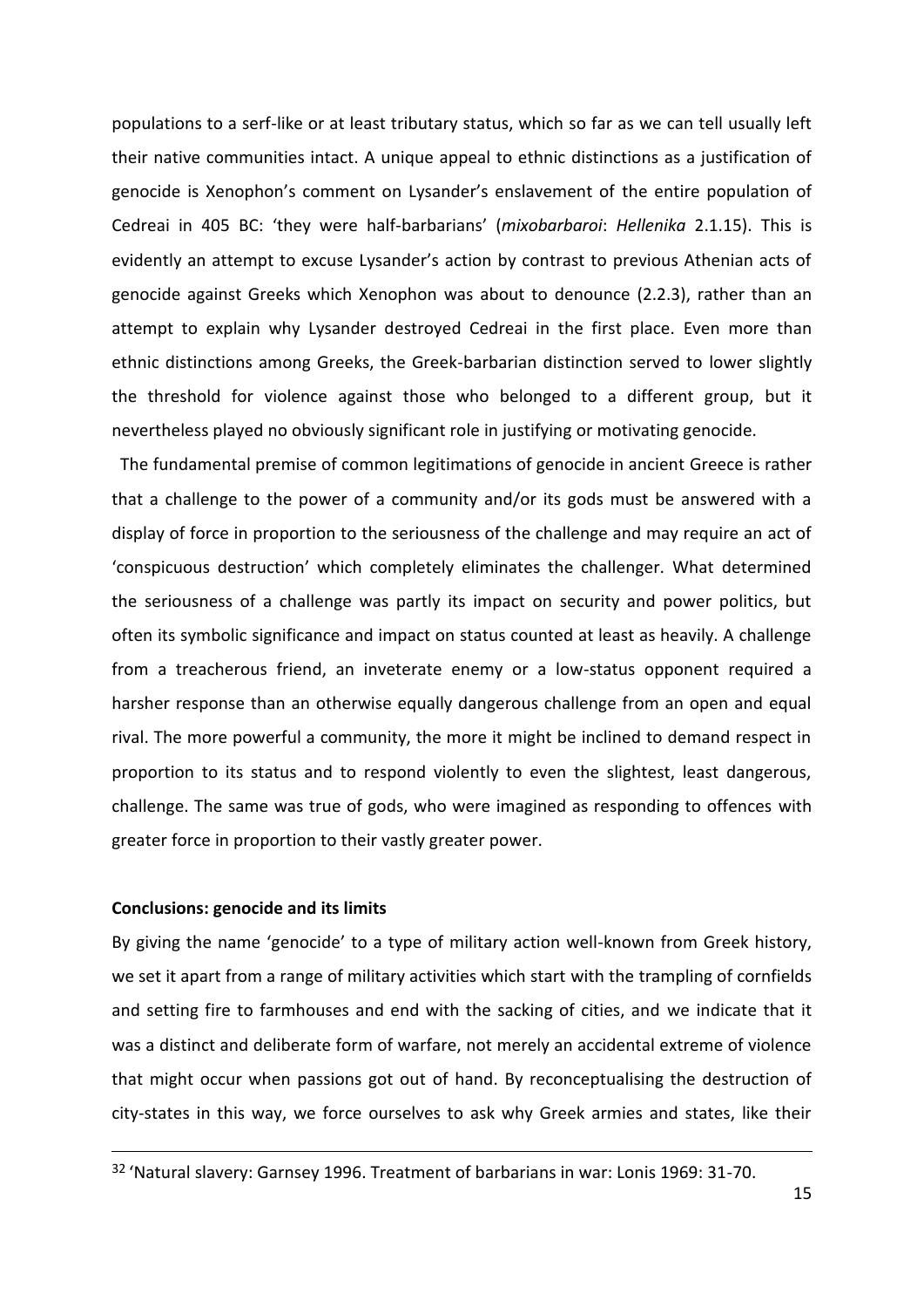populations to a serf-like or at least tributary status, which so far as we can tell usually left their native communities intact. A unique appeal to ethnic distinctions as a justification of genocide is Xenophon's comment on Lysander's enslavement of the entire population of Cedreai in 405 BC: 'they were half-barbarians' (*mixobarbaroi*: *Hellenika* 2.1.15). This is evidently an attempt to excuse Lysander's action by contrast to previous Athenian acts of genocide against Greeks which Xenophon was about to denounce (2.2.3), rather than an attempt to explain why Lysander destroyed Cedreai in the first place. Even more than ethnic distinctions among Greeks, the Greek-barbarian distinction served to lower slightly the threshold for violence against those who belonged to a different group, but it nevertheless played no obviously significant role in justifying or motivating genocide.

The fundamental premise of common legitimations of genocide in ancient Greece is rather that a challenge to the power of a community and/or its gods must be answered with a display of force in proportion to the seriousness of the challenge and may require an act of 'conspicuous destruction' which completely eliminates the challenger. What determined the seriousness of a challenge was partly its impact on security and power politics, but often its symbolic significance and impact on status counted at least as heavily. A challenge from a treacherous friend, an inveterate enemy or a low-status opponent required a harsher response than an otherwise equally dangerous challenge from an open and equal rival. The more powerful a community, the more it might be inclined to demand respect in proportion to its status and to respond violently to even the slightest, least dangerous, challenge. The same was true of gods, who were imagined as responding to offences with greater force in proportion to their vastly greater power.

**Conclusions: genocide and its limits**

By giving the name 'genocide' to a type of military action well-known from Greek history, we set it apart from a range of military activities which start with the trampling of cornfields and setting fire to farmhouses and end with the sacking of cities, and we indicate that it was a distinct and deliberate form of warfare, not merely an accidental extreme of violence that might occur when passions got out of hand. By reconceptualising the destruction of city-states in this way, we force ourselves to ask why Greek armies and states, like their

[32] 'Natural slavery: Garnsey 1996. Treatment of barbarians in war: Lonis 1969: 31-70.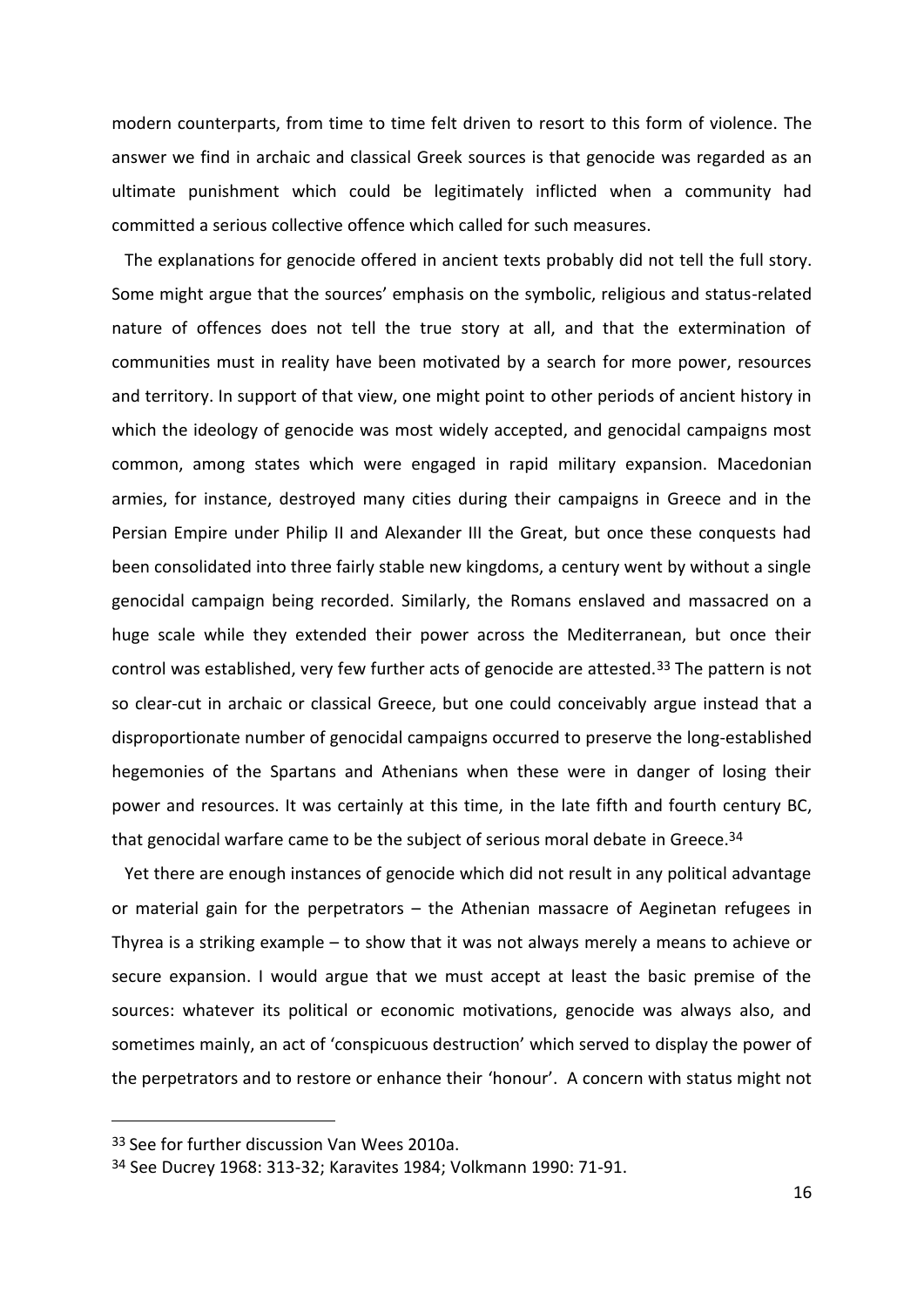modern counterparts, from time to time felt driven to resort to this form of violence. The answer we find in archaic and classical Greek sources is that genocide was regarded as an ultimate punishment which could be legitimately inflicted when a community had committed a serious collective offence which called for such measures.

The explanations for genocide offered in ancient texts probably did not tell the full story. Some might argue that the sources' emphasis on the symbolic, religious and status-related nature of offences does not tell the true story at all, and that the extermination of communities must in reality have been motivated by a search for more power, resources and territory. In support of that view, one might point to other periods of ancient history in which the ideology of genocide was most widely accepted, and genocidal campaigns most common, among states which were engaged in rapid military expansion. Macedonian armies, for instance, destroyed many cities during their campaigns in Greece and in the Persian Empire under Philip II and Alexander III the Great, but once these conquests had been consolidated into three fairly stable new kingdoms, a century went by without a single genocidal campaign being recorded. Similarly, the Romans enslaved and massacred on a huge scale while they extended their power across the Mediterranean, but once their control was established, very few further acts of genocide are attested.[33] The pattern is not so clear-cut in archaic or classical Greece, but one could conceivably argue instead that a disproportionate number of genocidal campaigns occurred to preserve the long-established hegemonies of the Spartans and Athenians when these were in danger of losing their power and resources. It was certainly at this time, in the late fifth and fourth century BC, that genocidal warfare came to be the subject of serious moral debate in Greece.[34]

Yet there are enough instances of genocide which did not result in any political advantage or material gain for the perpetrators – the Athenian massacre of Aeginetan refugees in Thyrea is a striking example – to show that it was not always merely a means to achieve or secure expansion. I would argue that we must accept at least the basic premise of the sources: whatever its political or economic motivations, genocide was always also, and sometimes mainly, an act of 'conspicuous destruction' which served to display the power of the perpetrators and to restore or enhance their 'honour'. A concern with status might not

---

[33] See for further discussion Van Wees 2010a.

[34] See Ducrey 1968: 313-32; Karavites 1984; Volkmann 1990: 71-91.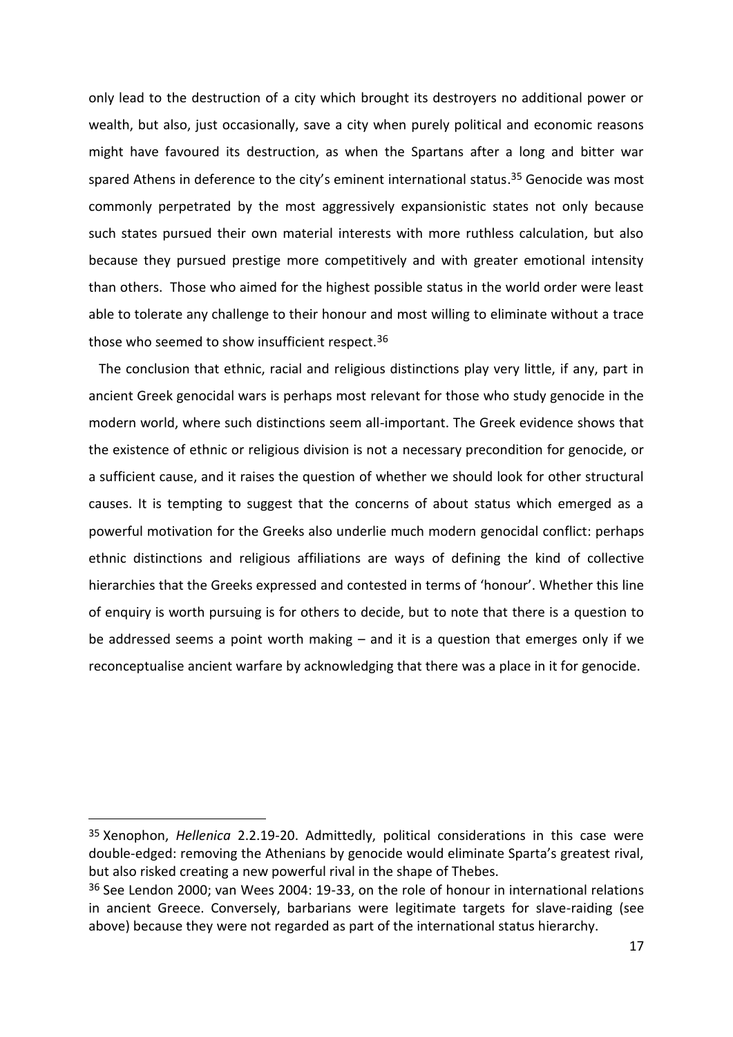only lead to the destruction of a city which brought its destroyers no additional power or wealth, but also, just occasionally, save a city when purely political and economic reasons might have favoured its destruction, as when the Spartans after a long and bitter war spared Athens in deference to the city's eminent international status.[35] Genocide was most commonly perpetrated by the most aggressively expansionistic states not only because such states pursued their own material interests with more ruthless calculation, but also because they pursued prestige more competitively and with greater emotional intensity than others. Those who aimed for the highest possible status in the world order were least able to tolerate any challenge to their honour and most willing to eliminate without a trace those who seemed to show insufficient respect.[36]

The conclusion that ethnic, racial and religious distinctions play very little, if any, part in ancient Greek genocidal wars is perhaps most relevant for those who study genocide in the modern world, where such distinctions seem all-important. The Greek evidence shows that the existence of ethnic or religious division is not a necessary precondition for genocide, or a sufficient cause, and it raises the question of whether we should look for other structural causes. It is tempting to suggest that the concerns of about status which emerged as a powerful motivation for the Greeks also underlie much modern genocidal conflict: perhaps ethnic distinctions and religious affiliations are ways of defining the kind of collective hierarchies that the Greeks expressed and contested in terms of 'honour'. Whether this line of enquiry is worth pursuing is for others to decide, but to note that there is a question to be addressed seems a point worth making – and it is a question that emerges only if we reconceptualise ancient warfare by acknowledging that there was a place in it for genocide.

---

[35] Xenophon, *Hellenica* 2.2.19-20. Admittedly, political considerations in this case were double-edged: removing the Athenians by genocide would eliminate Sparta's greatest rival, but also risked creating a new powerful rival in the shape of Thebes.

[36] See Lendon 2000; van Wees 2004: 19-33, on the role of honour in international relations in ancient Greece. Conversely, barbarians were legitimate targets for slave-raiding (see above) because they were not regarded as part of the international status hierarchy.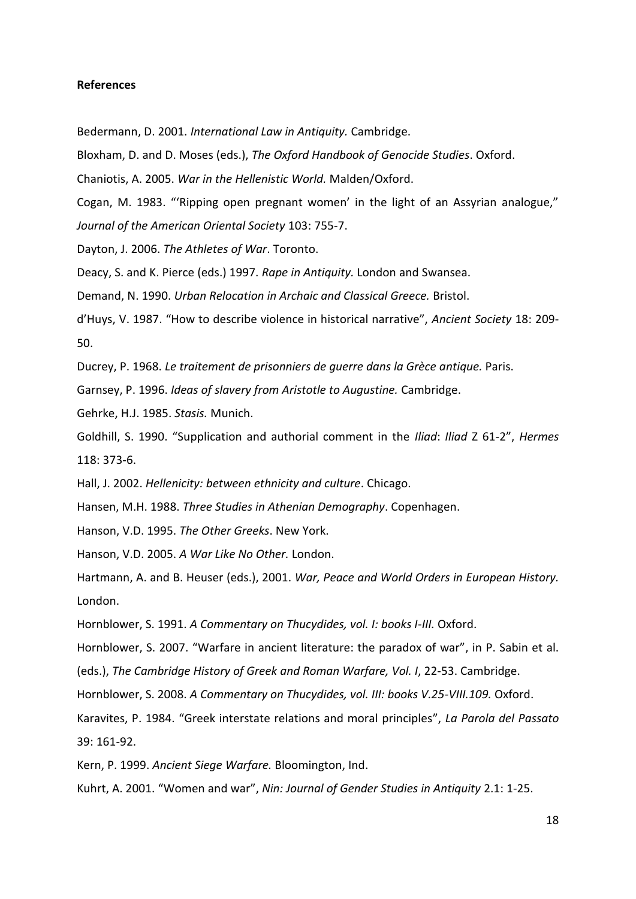**References**

Bedermann, D. 2001. *International Law in Antiquity.* Cambridge.

Bloxham, D. and D. Moses (eds.), *The Oxford Handbook of Genocide Studies*. Oxford.

Chaniotis, A. 2005. *War in the Hellenistic World.* Malden/Oxford.

Cogan, M. 1983. "'Ripping open pregnant women' in the light of an Assyrian analogue," *Journal of the American Oriental Society* 103: 755-7.

Dayton, J. 2006. *The Athletes of War*. Toronto.

Deacy, S. and K. Pierce (eds.) 1997. *Rape in Antiquity.* London and Swansea.

Demand, N. 1990. *Urban Relocation in Archaic and Classical Greece.* Bristol.

d'Huys, V. 1987. "How to describe violence in historical narrative", *Ancient Society* 18: 209-50.

Ducrey, P. 1968. *Le traitement de prisonniers de guerre dans la Grèce antique.* Paris.

Garnsey, P. 1996. *Ideas of slavery from Aristotle to Augustine.* Cambridge.

Gehrke, H.J. 1985. *Stasis.* Munich.

Goldhill, S. 1990. "Supplication and authorial comment in the *Iliad*: *Iliad* Z 61-2", *Hermes* 118: 373-6.

Hall, J. 2002. *Hellenicity: between ethnicity and culture*. Chicago.

Hansen, M.H. 1988. *Three Studies in Athenian Demography*. Copenhagen.

Hanson, V.D. 1995. *The Other Greeks*. New York.

Hanson, V.D. 2005. *A War Like No Other.* London.

Hartmann, A. and B. Heuser (eds.), 2001. *War, Peace and World Orders in European History.* London.

Hornblower, S. 1991. *A Commentary on Thucydides, vol. I: books I-III.* Oxford.

Hornblower, S. 2007. "Warfare in ancient literature: the paradox of war", in P. Sabin et al. (eds.), *The Cambridge History of Greek and Roman Warfare, Vol. I*, 22-53. Cambridge.

Hornblower, S. 2008. *A Commentary on Thucydides, vol. III: books V.25-VIII.109.* Oxford.

Karavites, P. 1984. "Greek interstate relations and moral principles", *La Parola del Passato* 39: 161-92.

Kern, P. 1999. *Ancient Siege Warfare.* Bloomington, Ind.

Kuhrt, A. 2001. "Women and war", *Nin: Journal of Gender Studies in Antiquity* 2.1: 1-25.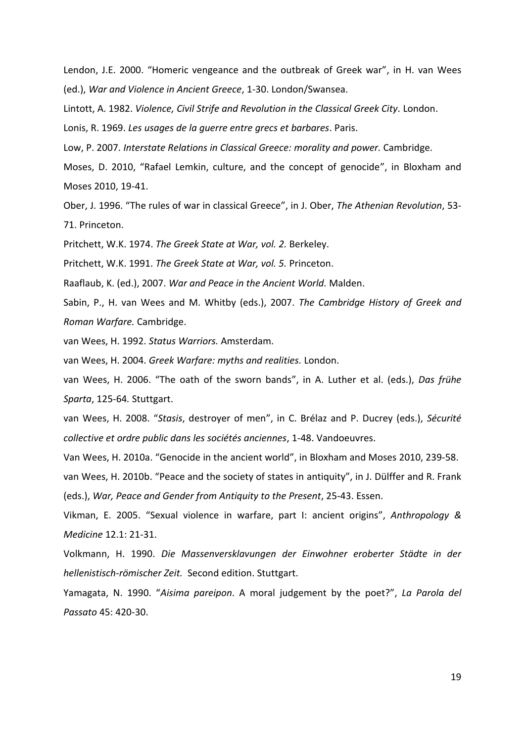Lendon, J.E. 2000. "Homeric vengeance and the outbreak of Greek war", in H. van Wees (ed.), *War and Violence in Ancient Greece*, 1-30. London/Swansea.

Lintott, A. 1982. *Violence, Civil Strife and Revolution in the Classical Greek City.* London.

Lonis, R. 1969. *Les usages de la guerre entre grecs et barbares*. Paris.

Low, P. 2007. *Interstate Relations in Classical Greece: morality and power.* Cambridge.

Moses, D. 2010, "Rafael Lemkin, culture, and the concept of genocide", in Bloxham and Moses 2010, 19-41.

Ober, J. 1996. "The rules of war in classical Greece", in J. Ober, *The Athenian Revolution*, 53-71. Princeton.

Pritchett, W.K. 1974. *The Greek State at War, vol. 2.* Berkeley.

Pritchett, W.K. 1991. *The Greek State at War, vol. 5.* Princeton.

Raaflaub, K. (ed.), 2007. *War and Peace in the Ancient World.* Malden.

Sabin, P., H. van Wees and M. Whitby (eds.), 2007. *The Cambridge History of Greek and Roman Warfare.* Cambridge.

van Wees, H. 1992. *Status Warriors.* Amsterdam.

van Wees, H. 2004. *Greek Warfare: myths and realities.* London.

van Wees, H. 2006. "The oath of the sworn bands", in A. Luther et al. (eds.), *Das frühe Sparta*, 125-64*.* Stuttgart.

van Wees, H. 2008. "*Stasis*, destroyer of men", in C. Brélaz and P. Ducrey (eds.), *Sécurité collective et ordre public dans les sociétés anciennes*, 1-48. Vandoeuvres.

Van Wees, H. 2010a. "Genocide in the ancient world", in Bloxham and Moses 2010, 239-58.

van Wees, H. 2010b. "Peace and the society of states in antiquity", in J. Dülffer and R. Frank (eds.), *War, Peace and Gender from Antiquity to the Present*, 25-43. Essen.

Vikman, E. 2005. "Sexual violence in warfare, part I: ancient origins", *Anthropology & Medicine* 12.1: 21-31.

Volkmann, H. 1990. *Die Massenversklavungen der Einwohner eroberter Städte in der hellenistisch-römischer Zeit.* Second edition. Stuttgart.

Yamagata, N. 1990. "*Aisima pareipon*. A moral judgement by the poet?", *La Parola del Passato* 45: 420-30.